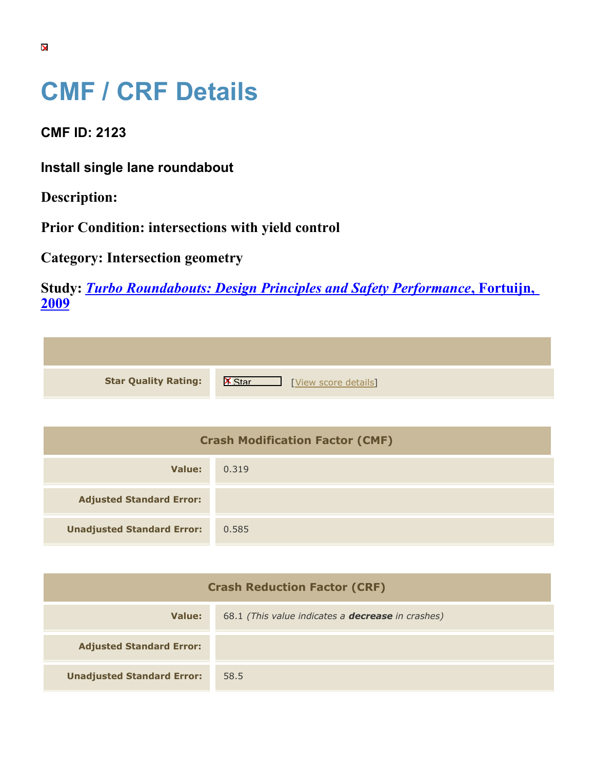# CMF / CRF Details

### CMF ID: 2123

### Install single lane roundabout

### Description:

### Prior Condition: intersections with yield control

### Category: Intersection geometry

### Study: *Turbo Roundabouts: Design Principles and Safety Performance*, Fortuijn, 2009

| | |
|---|---|
| **Star Quality Rating:** | Star [View score details] |

| Crash Modification Factor (CMF) | |
|---|---|
| **Value:** | 0.319 |
| **Adjusted Standard Error:** | |
| **Unadjusted Standard Error:** | 0.585 |

| Crash Reduction Factor (CRF) | |
|---|---|
| **Value:** | 68.1 *(This value indicates a **decrease** in crashes)* |
| **Adjusted Standard Error:** | |
| **Unadjusted Standard Error:** | 58.5 |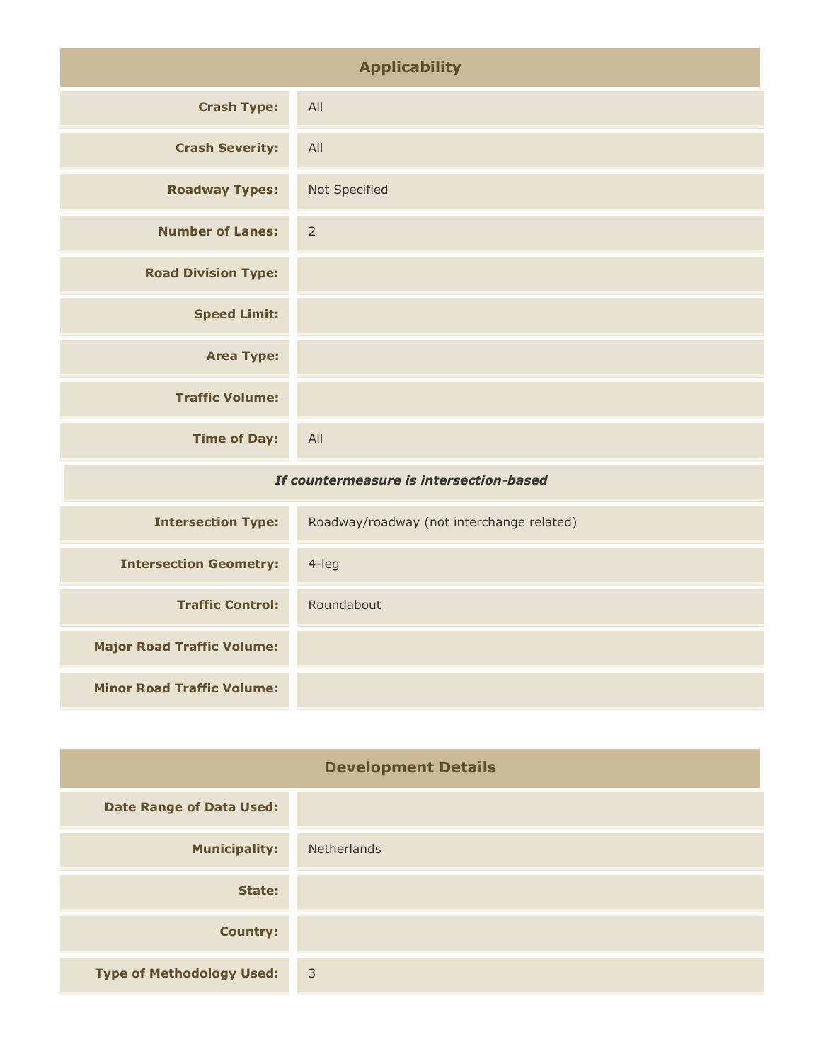## Applicability

| | |
|---|---|
| **Crash Type:** | All |
| **Crash Severity:** | All |
| **Roadway Types:** | Not Specified |
| **Number of Lanes:** | 2 |
| **Road Division Type:** | |
| **Speed Limit:** | |
| **Area Type:** | |
| **Traffic Volume:** | |
| **Time of Day:** | All |
| ***If countermeasure is intersection-based*** | |
| **Intersection Type:** | Roadway/roadway (not interchange related) |
| **Intersection Geometry:** | 4-leg |
| **Traffic Control:** | Roundabout |
| **Major Road Traffic Volume:** | |
| **Minor Road Traffic Volume:** | |

## Development Details

| | |
|---|---|
| **Date Range of Data Used:** | |
| **Municipality:** | Netherlands |
| **State:** | |
| **Country:** | |
| **Type of Methodology Used:** | 3 |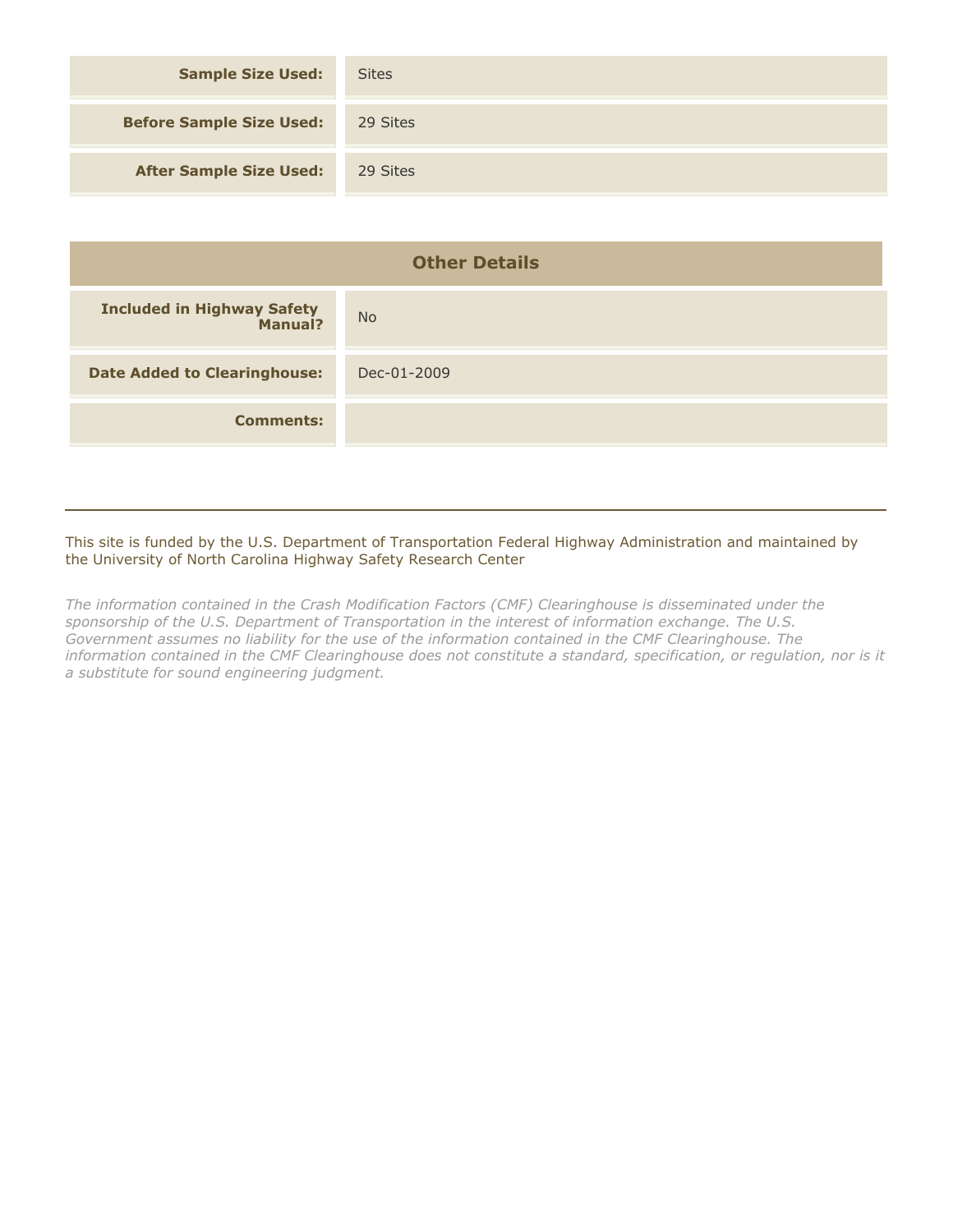| | |
|---|---|
| **Sample Size Used:** | Sites |
| **Before Sample Size Used:** | 29 Sites |
| **After Sample Size Used:** | 29 Sites |

## Other Details

| | |
|---|---|
| **Included in Highway Safety Manual?** | No |
| **Date Added to Clearinghouse:** | Dec-01-2009 |
| **Comments:** | |

---

This site is funded by the U.S. Department of Transportation Federal Highway Administration and maintained by the University of North Carolina Highway Safety Research Center

*The information contained in the Crash Modification Factors (CMF) Clearinghouse is disseminated under the sponsorship of the U.S. Department of Transportation in the interest of information exchange. The U.S. Government assumes no liability for the use of the information contained in the CMF Clearinghouse. The information contained in the CMF Clearinghouse does not constitute a standard, specification, or regulation, nor is it a substitute for sound engineering judgment.*